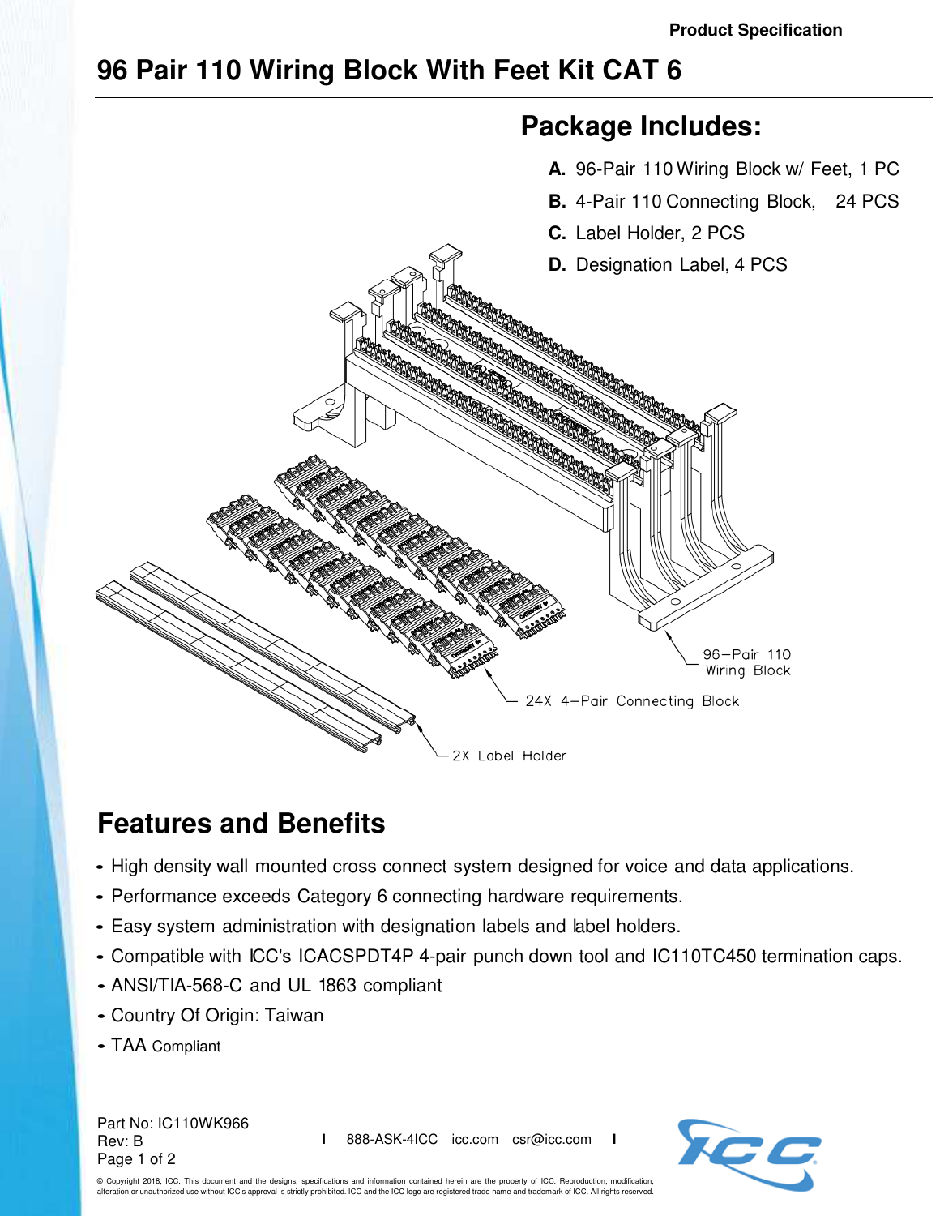Product Specification

# 96 Pair 110 Wiring Block With Feet Kit CAT 6

## Package Includes:

**A.** 96-Pair 110 Wiring Block w/ Feet, 1 PC

**B.** 4-Pair 110 Connecting Block, 24 PCS

**C.** Label Holder, 2 PCS

**D.** Designation Label, 4 PCS

96–Pair 110 Wiring Block

24X 4–Pair Connecting Block

2X Label Holder

## Features and Benefits

- High density wall mounted cross connect system designed for voice and data applications.
- Performance exceeds Category 6 connecting hardware requirements.
- Easy system administration with designation labels and label holders.
- Compatible with ICC's ICACSPDT4P 4-pair punch down tool and IC110TC450 termination caps.
- ANSI/TIA-568-C and UL 1863 compliant
- Country Of Origin: Taiwan
- TAA Compliant

Part No: IC110WK966
Rev: B

888-ASK-4ICC icc.com csr@icc.com

© Copyright 2018, ICC. This document and the designs, specifications and information contained herein are the property of ICC. Reproduction, modification, alteration or unauthorized use without ICC's approval is strictly prohibited. ICC and the ICC logo are registered trade name and trademark of ICC. All rights reserved.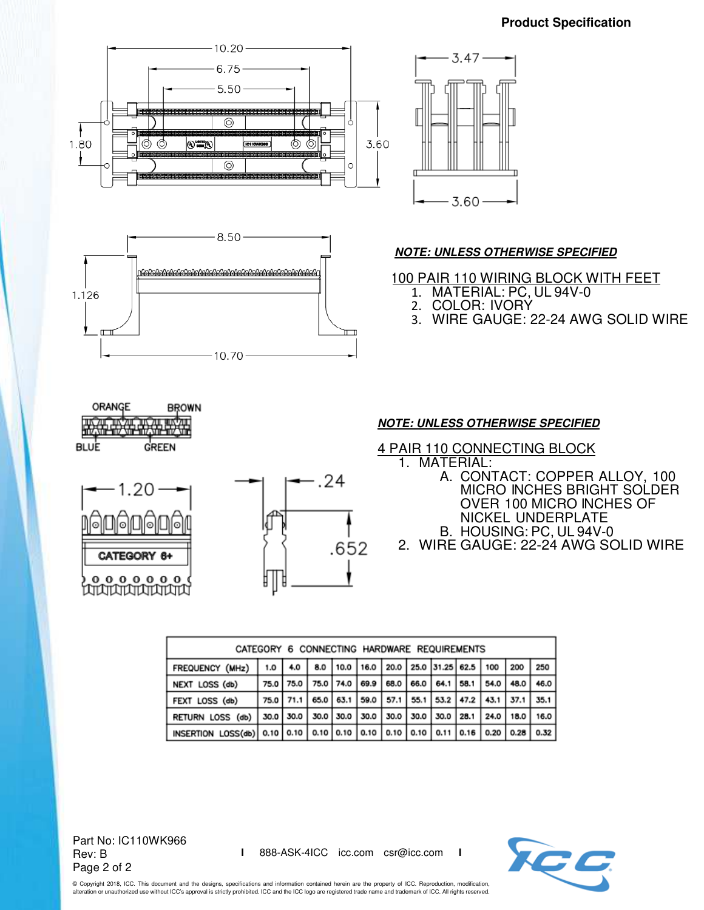**Product Specification**

10.20
6.75
5.50
1.80
3.60
3.47
3.60
8.50
1.126
10.70

***NOTE: UNLESS OTHERWISE SPECIFIED***

100 PAIR 110 WIRING BLOCK WITH FEET

1. MATERIAL: PC, UL 94V-0
2. COLOR: IVORY
3. WIRE GAUGE: 22-24 AWG SOLID WIRE

ORANGE
BROWN
BLUE
GREEN
1.20
CATEGORY 6+
.24
.652

***NOTE: UNLESS OTHERWISE SPECIFIED***

4 PAIR 110 CONNECTING BLOCK

1. MATERIAL:
   - A. CONTACT: COPPER ALLOY, 100 MICRO INCHES BRIGHT SOLDER OVER 100 MICRO INCHES OF NICKEL UNDERPLATE
   - B. HOUSING: PC, UL 94V-0
2. WIRE GAUGE: 22-24 AWG SOLID WIRE

| CATEGORY 6 CONNECTING HARDWARE REQUIREMENTS | | | | | | | | | | | | |
|---|---|---|---|---|---|---|---|---|---|---|---|---|
| FREQUENCY (MHz) | 1.0 | 4.0 | 8.0 | 10.0 | 16.0 | 20.0 | 25.0 | 31.25 | 62.5 | 100 | 200 | 250 |
| NEXT LOSS (db) | 75.0 | 75.0 | 75.0 | 74.0 | 69.9 | 68.0 | 66.0 | 64.1 | 58.1 | 54.0 | 48.0 | 46.0 |
| FEXT LOSS (db) | 75.0 | 71.1 | 65.0 | 63.1 | 59.0 | 57.1 | 55.1 | 53.2 | 47.2 | 43.1 | 37.1 | 35.1 |
| RETURN LOSS (db) | 30.0 | 30.0 | 30.0 | 30.0 | 30.0 | 30.0 | 30.0 | 30.0 | 28.1 | 24.0 | 18.0 | 16.0 |
| INSERTION LOSS(db) | 0.10 | 0.10 | 0.10 | 0.10 | 0.10 | 0.10 | 0.10 | 0.11 | 0.16 | 0.20 | 0.28 | 0.32 |

Part No: IC110WK966
Rev: B

888-ASK-4ICC  icc.com  csr@icc.com

© Copyright 2018, ICC. This document and the designs, specifications and information contained herein are the property of ICC. Reproduction, modification, alteration or unauthorized use without ICC's approval is strictly prohibited. ICC and the ICC logo are registered trade name and trademark of ICC. All rights reserved.